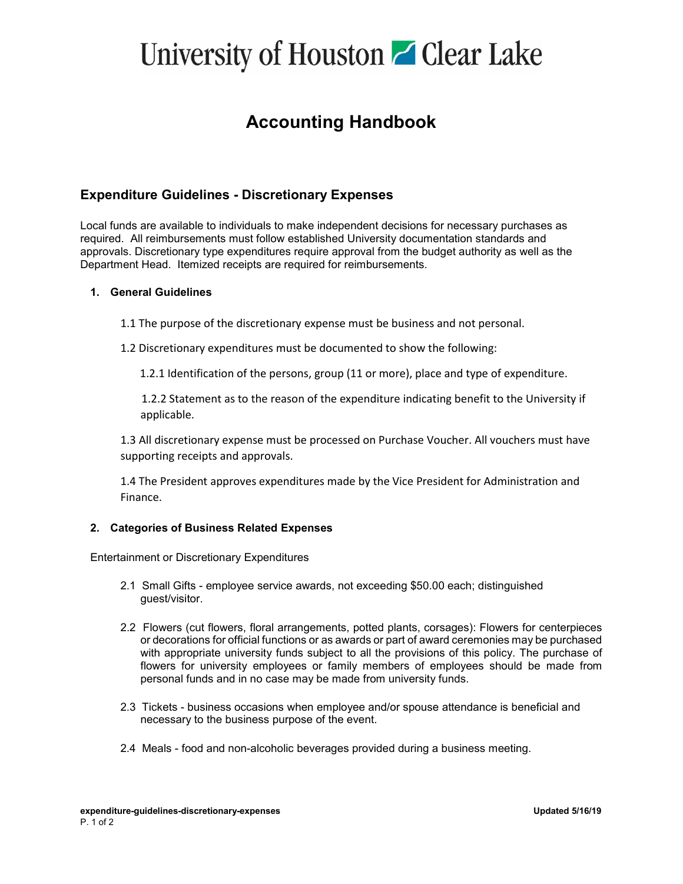# University of Houston Clear Lake

## Accounting Handbook

### Expenditure Guidelines - Discretionary Expenses

Local funds are available to individuals to make independent decisions for necessary purchases as required. All reimbursements must follow established University documentation standards and approvals. Discretionary type expenditures require approval from the budget authority as well as the Department Head. Itemized receipts are required for reimbursements.

#### 1. General Guidelines

1.1 The purpose of the discretionary expense must be business and not personal.

1.2 Discretionary expenditures must be documented to show the following:

1.2.1 Identification of the persons, group (11 or more), place and type of expenditure.

1.2.2 Statement as to the reason of the expenditure indicating benefit to the University if applicable.

1.3 All discretionary expense must be processed on Purchase Voucher. All vouchers must have supporting receipts and approvals.

1.4 The President approves expenditures made by the Vice President for Administration and Finance.

#### 2. Categories of Business Related Expenses

Entertainment or Discretionary Expenditures

2.1 Small Gifts - employee service awards, not exceeding $50.00 each; distinguished guest/visitor.

2.2 Flowers (cut flowers, floral arrangements, potted plants, corsages): Flowers for centerpieces or decorations for official functions or as awards or part of award ceremonies may be purchased with appropriate university funds subject to all the provisions of this policy. The purchase of flowers for university employees or family members of employees should be made from personal funds and in no case may be made from university funds.

2.3 Tickets - business occasions when employee and/or spouse attendance is beneficial and necessary to the business purpose of the event.

2.4 Meals - food and non-alcoholic beverages provided during a business meeting.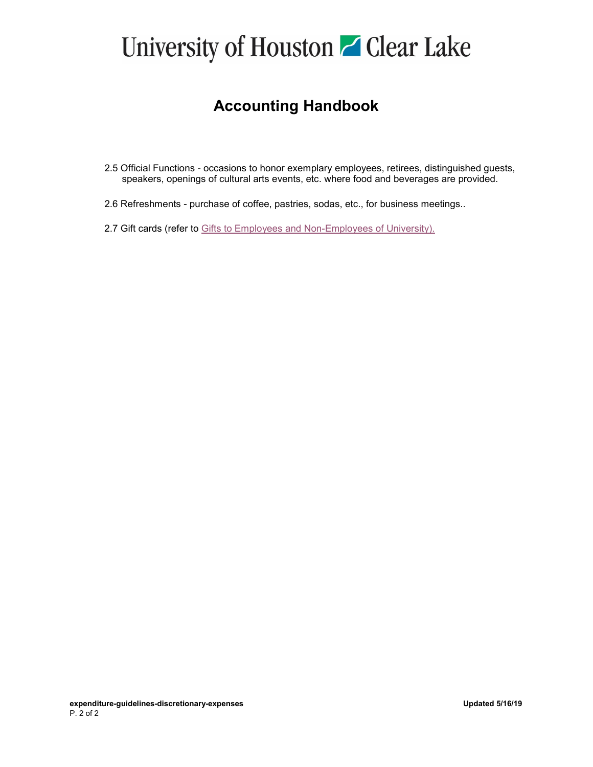2.5 Official Functions - occasions to honor exemplary employees, retirees, distinguished guests, speakers, openings of cultural arts events, etc. where food and beverages are provided.

2.6 Refreshments - purchase of coffee, pastries, sodas, etc., for business meetings..

2.7 Gift cards (refer to Gifts to Employees and Non-Employees of University).